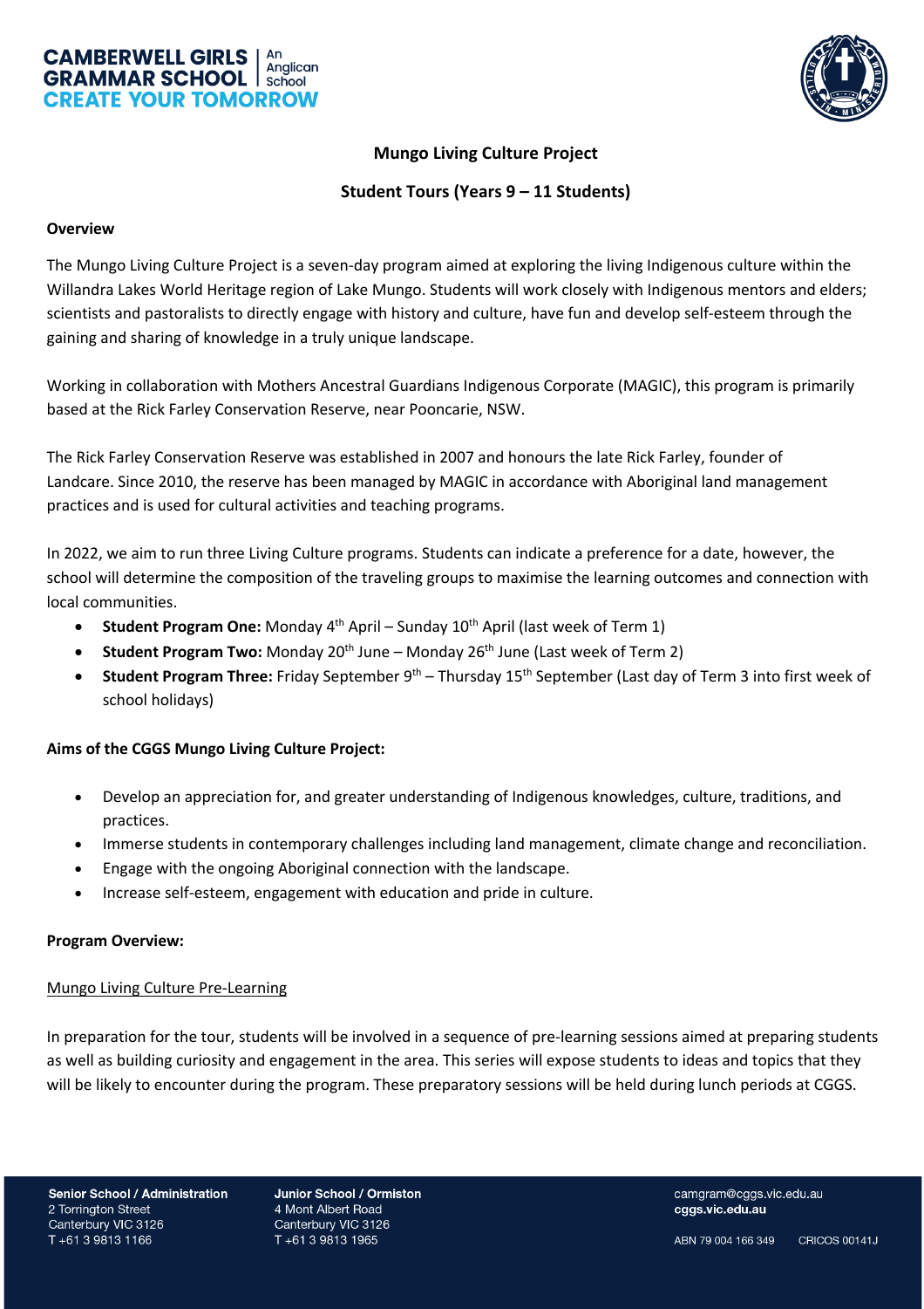# Mungo Living Culture Project

## Student Tours (Years 9 – 11 Students)

**Overview**

The Mungo Living Culture Project is a seven-day program aimed at exploring the living Indigenous culture within the Willandra Lakes World Heritage region of Lake Mungo. Students will work closely with Indigenous mentors and elders; scientists and pastoralists to directly engage with history and culture, have fun and develop self-esteem through the gaining and sharing of knowledge in a truly unique landscape.

Working in collaboration with Mothers Ancestral Guardians Indigenous Corporate (MAGIC), this program is primarily based at the Rick Farley Conservation Reserve, near Pooncarie, NSW.

The Rick Farley Conservation Reserve was established in 2007 and honours the late Rick Farley, founder of Landcare. Since 2010, the reserve has been managed by MAGIC in accordance with Aboriginal land management practices and is used for cultural activities and teaching programs.

In 2022, we aim to run three Living Culture programs. Students can indicate a preference for a date, however, the school will determine the composition of the traveling groups to maximise the learning outcomes and connection with local communities.

- **Student Program One:** Monday 4th April – Sunday 10th April (last week of Term 1)
- **Student Program Two:** Monday 20th June – Monday 26th June (Last week of Term 2)
- **Student Program Three:** Friday September 9th – Thursday 15th September (Last day of Term 3 into first week of school holidays)

**Aims of the CGGS Mungo Living Culture Project:**

- Develop an appreciation for, and greater understanding of Indigenous knowledges, culture, traditions, and practices.
- Immerse students in contemporary challenges including land management, climate change and reconciliation.
- Engage with the ongoing Aboriginal connection with the landscape.
- Increase self-esteem, engagement with education and pride in culture.

**Program Overview:**

Mungo Living Culture Pre-Learning

In preparation for the tour, students will be involved in a sequence of pre-learning sessions aimed at preparing students as well as building curiosity and engagement in the area. This series will expose students to ideas and topics that they will be likely to encounter during the program. These preparatory sessions will be held during lunch periods at CGGS.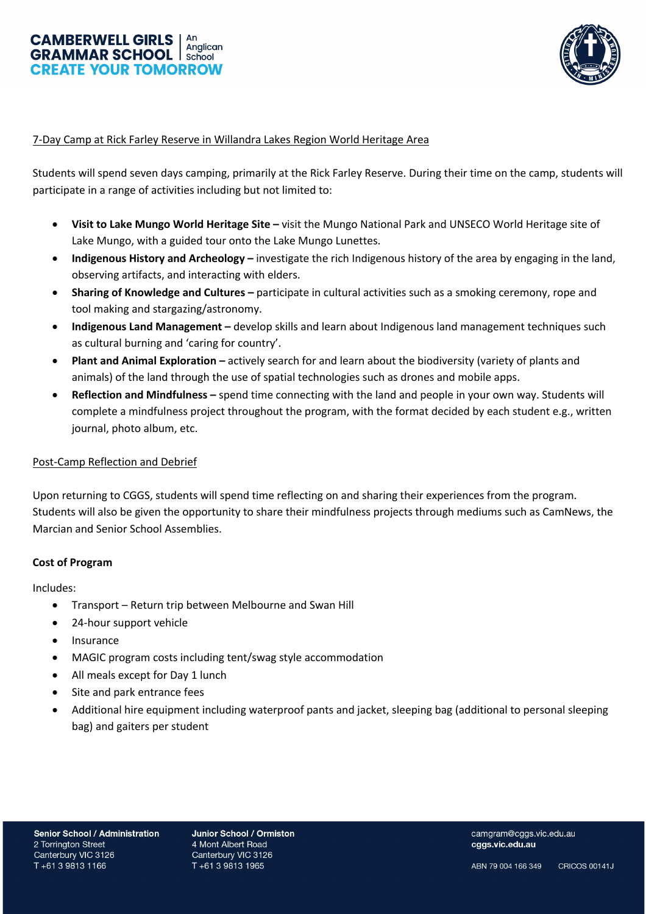7-Day Camp at Rick Farley Reserve in Willandra Lakes Region World Heritage Area

Students will spend seven days camping, primarily at the Rick Farley Reserve. During their time on the camp, students will participate in a range of activities including but not limited to:

- **Visit to Lake Mungo World Heritage Site –** visit the Mungo National Park and UNSECO World Heritage site of Lake Mungo, with a guided tour onto the Lake Mungo Lunettes.
- **Indigenous History and Archeology –** investigate the rich Indigenous history of the area by engaging in the land, observing artifacts, and interacting with elders.
- **Sharing of Knowledge and Cultures –** participate in cultural activities such as a smoking ceremony, rope and tool making and stargazing/astronomy.
- **Indigenous Land Management –** develop skills and learn about Indigenous land management techniques such as cultural burning and 'caring for country'.
- **Plant and Animal Exploration –** actively search for and learn about the biodiversity (variety of plants and animals) of the land through the use of spatial technologies such as drones and mobile apps.
- **Reflection and Mindfulness –** spend time connecting with the land and people in your own way. Students will complete a mindfulness project throughout the program, with the format decided by each student e.g., written journal, photo album, etc.

Post-Camp Reflection and Debrief

Upon returning to CGGS, students will spend time reflecting on and sharing their experiences from the program. Students will also be given the opportunity to share their mindfulness projects through mediums such as CamNews, the Marcian and Senior School Assemblies.

**Cost of Program**

Includes:

- Transport – Return trip between Melbourne and Swan Hill
- 24-hour support vehicle
- Insurance
- MAGIC program costs including tent/swag style accommodation
- All meals except for Day 1 lunch
- Site and park entrance fees
- Additional hire equipment including waterproof pants and jacket, sleeping bag (additional to personal sleeping bag) and gaiters per student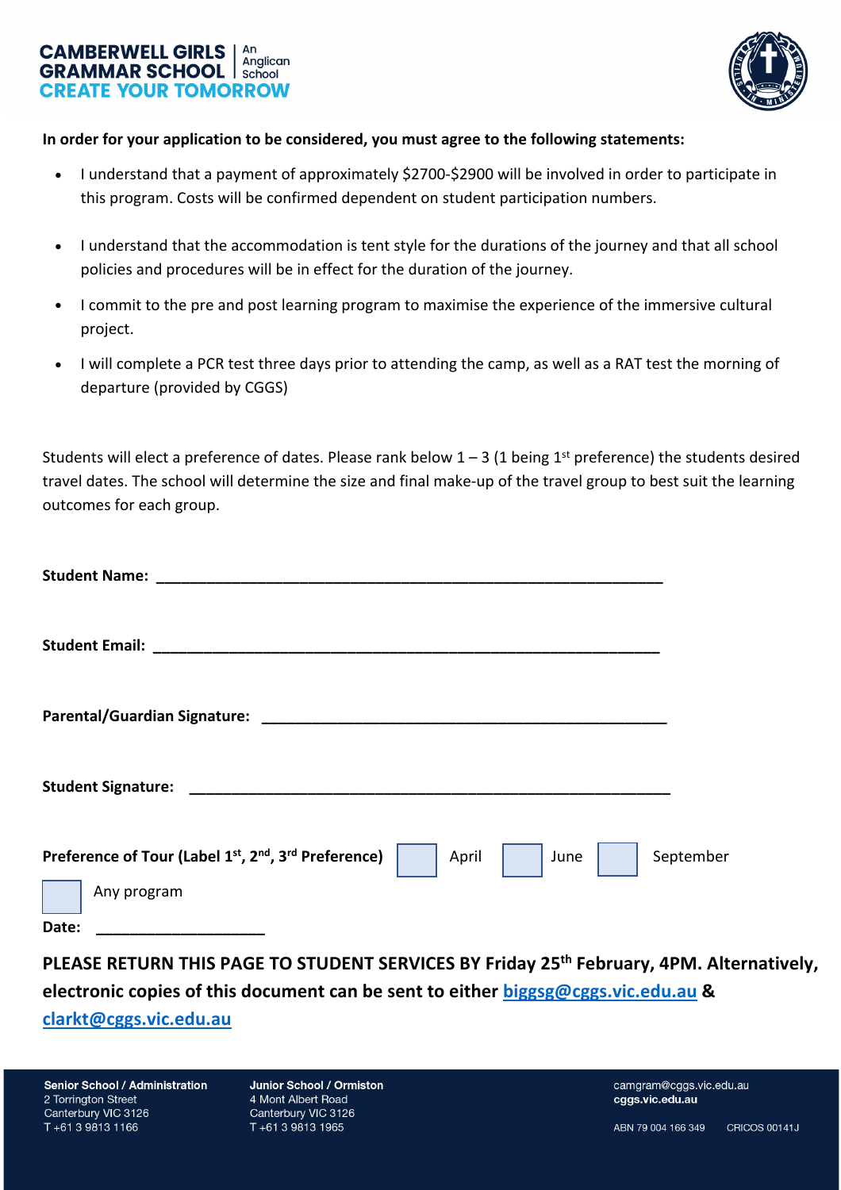**In order for your application to be considered, you must agree to the following statements:**

- I understand that a payment of approximately $2700-$2900 will be involved in order to participate in this program. Costs will be confirmed dependent on student participation numbers.
- I understand that the accommodation is tent style for the durations of the journey and that all school policies and procedures will be in effect for the duration of the journey.
- I commit to the pre and post learning program to maximise the experience of the immersive cultural project.
- I will complete a PCR test three days prior to attending the camp, as well as a RAT test the morning of departure (provided by CGGS)

Students will elect a preference of dates. Please rank below 1 – 3 (1 being 1st preference) the students desired travel dates. The school will determine the size and final make-up of the travel group to best suit the learning outcomes for each group.

**Student Name:** ____________________________________________________________

**Student Email:** ____________________________________________________________

**Parental/Guardian Signature:** ________________________________________________

**Student Signature:** _________________________________________________________

**Preference of Tour (Label 1st, 2nd, 3rd Preference)** ☐ April ☐ June ☐ September

☐ Any program

**Date:** ____________________

**PLEASE RETURN THIS PAGE TO STUDENT SERVICES BY Friday 25th February, 4PM. Alternatively, electronic copies of this document can be sent to either [biggsg@cggs.vic.edu.au](mailto:biggsg@cggs.vic.edu.au) & [clarkt@cggs.vic.edu.au](mailto:clarkt@cggs.vic.edu.au)**